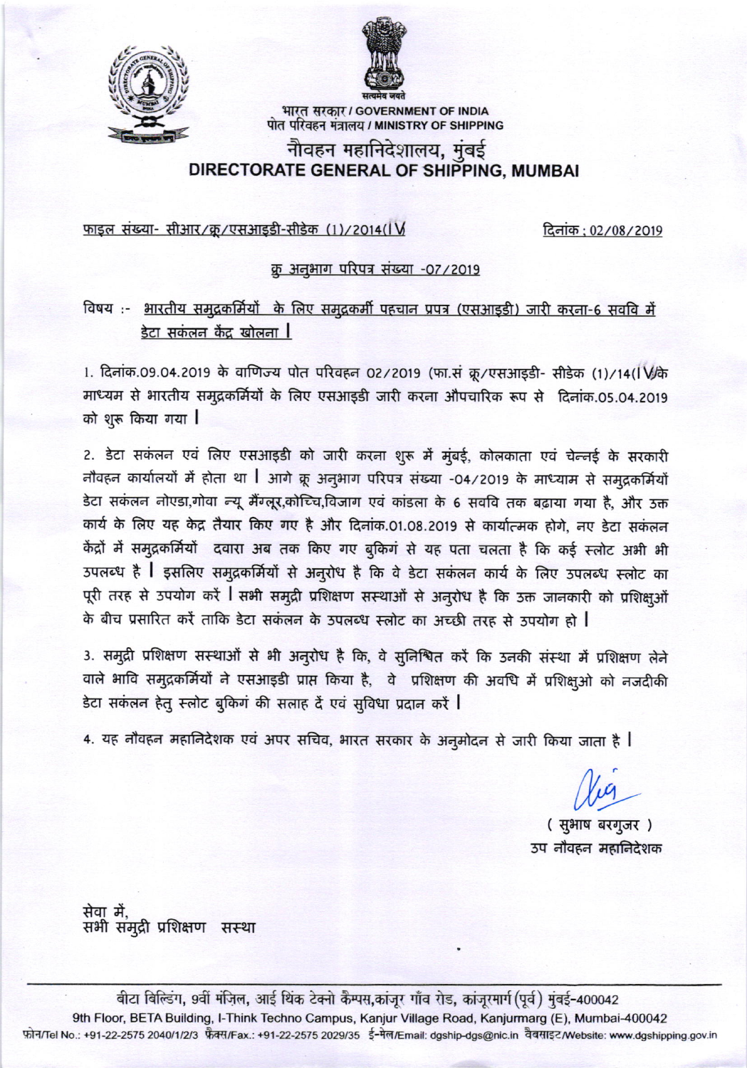भारत सरकार / GOVERNMENT OF INDIA
पोत परिवहन मंत्रालय / MINISTRY OF SHIPPING

# नौवहन महानिदेशालय, मुंबई
# DIRECTORATE GENERAL OF SHIPPING, MUMBAI

फाइल संख्या- सीआर/क्रू/एसआइडी-सीडेक (1)/2014(IV) | दिनांक : 02/08/2019

**क्रू अनुभाग परिपत्र संख्या -07/2019**

विषय :- भारतीय समुद्रकर्मियों के लिए समुद्रकर्मी पहचान प्रपत्र (एसआइडी) जारी करना-6 सवधि में डेटा सकंलन केंद्र खोलना ।

1. दिनांक.09.04.2019 के वाणिज्य पोत परिवहन 02/2019 (फा.सं क्रू/एसआइडी- सीडेक (1)/14(IV)के माध्यम से भारतीय समुद्रकर्मियों के लिए एसआइडी जारी करना औपचारिक रूप से दिनांक.05.04.2019 को शुरू किया गया ।

2. डेटा सकंलन एवं लिए एसआइडी को जारी करना शुरू में मुंबई, कोलकाता एवं चेन्नई के सरकारी नौवहन कार्यालयों में होता था । आगे क्रू अनुभाग परिपत्र संख्या -04/2019 के माध्यम से समुद्रकर्मियों डेटा सकंलन नोएडा,गोवा न्यू मैंग्लूर,कोच्चि,विजाग एवं कांडला के 6 सवधि तक बढ़ाया गया है, और उक्त कार्य के लिए यह केद्र तैयार किए गए है और दिनांक.01.08.2019 से कार्यात्मक होगे, नए डेटा सकंलन केंद्रों में समुद्रकर्मियों दवारा अब तक किए गए बुकिगं से यह पता चलता है कि कई स्लोट अभी भी उपलब्ध है । इसलिए समुद्रकर्मियों से अनुरोध है कि वे डेटा सकंलन कार्य के लिए उपलब्ध स्लोट का पूरी तरह से उपयोग करें । सभी समुद्री प्रशिक्षण सस्थाओं से अनुरोध है कि उक्त जानकारी को प्रशिक्षुओं के बीच प्रसारित करें ताकि डेटा सकंलन के उपलब्ध स्लोट का अच्छी तरह से उपयोग हो ।

3. समुद्री प्रशिक्षण सस्थाओं से भी अनुरोध है कि, वे सुनिश्चित करें कि उनकी संस्था में प्रशिक्षण लेने वाले भावि समुद्रकर्मियों ने एसआइडी प्राप्त किया है, वे प्रशिक्षण की अवधि में प्रशिक्षुओ को नजदीकी डेटा सकंलन हेतु स्लोट बुकिगं की सलाह दें एवं सुविधा प्रदान करें ।

4. यह नौवहन महानिदेशक एवं अपर सचिव, भारत सरकार के अनुमोदन से जारी किया जाता है ।

( सुभाष बरगुजर )
उप नौवहन महानिदेशक

सेवा में,
सभी समुद्री प्रशिक्षण सस्था

बीटा बिल्डिंग, 9वीं मंज़िल, आई थिंक टेक्नो कैम्पस,कांजूर गाँव रोड, कांजूरमार्ग (पूर्व) मुंबई-400042
9th Floor, BETA Building, I-Think Techno Campus, Kanjur Village Road, Kanjurmarg (E), Mumbai-400042
फ़ोन/Tel No.: +91-22-2575 2040/1/2/3 फ़ैक्स/Fax.: +91-22-2575 2029/35 ई-मेल/Email: dgship-dgs@nic.in वेबसाइट/Website: www.dgshipping.gov.in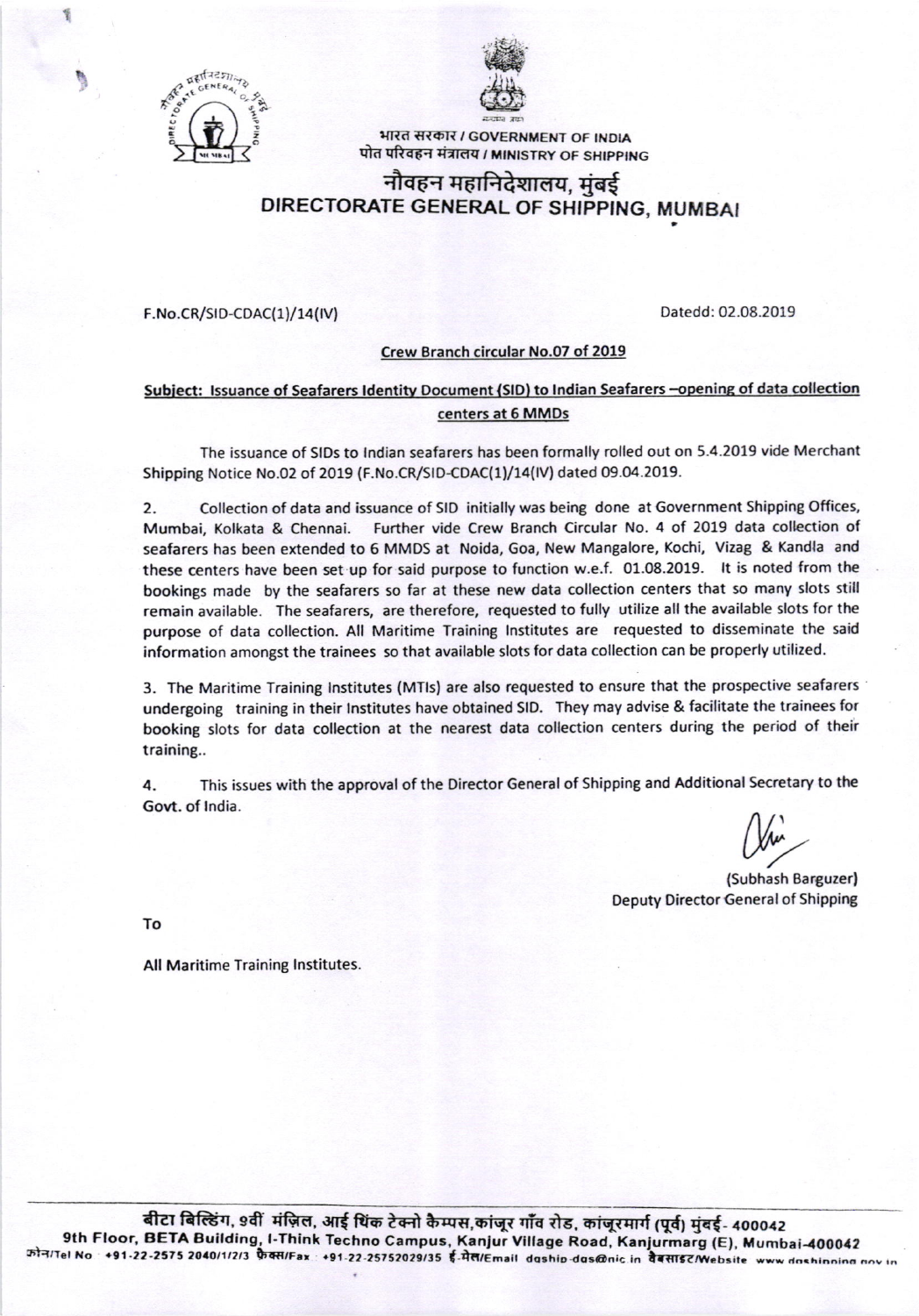भारत सरकार / GOVERNMENT OF INDIA
पोत परिवहन मंत्रालय / MINISTRY OF SHIPPING

# नौवहन महानिदेशालय, मुंबई
# DIRECTORATE GENERAL OF SHIPPING, MUMBAI

F.No.CR/SID-CDAC(1)/14(IV) Datedd: 02.08.2019

**Crew Branch circular No.07 of 2019**

**Subject: Issuance of Seafarers Identity Document (SID) to Indian Seafarers –opening of data collection centers at 6 MMDs**

The issuance of SIDs to Indian seafarers has been formally rolled out on 5.4.2019 vide Merchant Shipping Notice No.02 of 2019 (F.No.CR/SID-CDAC(1)/14(IV) dated 09.04.2019.

2. Collection of data and issuance of SID initially was being done at Government Shipping Offices, Mumbai, Kolkata & Chennai. Further vide Crew Branch Circular No. 4 of 2019 data collection of seafarers has been extended to 6 MMDS at Noida, Goa, New Mangalore, Kochi, Vizag & Kandla and these centers have been set up for said purpose to function w.e.f. 01.08.2019. It is noted from the bookings made by the seafarers so far at these new data collection centers that so many slots still remain available. The seafarers, are therefore, requested to fully utilize all the available slots for the purpose of data collection. All Maritime Training Institutes are requested to disseminate the said information amongst the trainees so that available slots for data collection can be properly utilized.

3. The Maritime Training Institutes (MTIs) are also requested to ensure that the prospective seafarers undergoing training in their Institutes have obtained SID. They may advise & facilitate the trainees for booking slots for data collection at the nearest data collection centers during the period of their training..

4. This issues with the approval of the Director General of Shipping and Additional Secretary to the Govt. of India.

(Subhash Barguzer)
Deputy Director General of Shipping

To

All Maritime Training Institutes.

बीटा बिल्डिंग, 9वीं मंज़िल, आई थिंक टेक्नो कैम्पस, कांजूर गाँव रोड, कांजूरमार्ग (पूर्व) मुंबई- 400042
9th Floor, BETA Building, I-Think Techno Campus, Kanjur Village Road, Kanjurmarg (E), Mumbai-400042
फोन/Tel No: +91-22-2575 2040/1/2/3 फ़ैक्स/Fax: +91-22-25752029/35 ई-मेल/Email dgship-dgs@nic.in वैबसाइट/Website www.dgshipping.gov.in